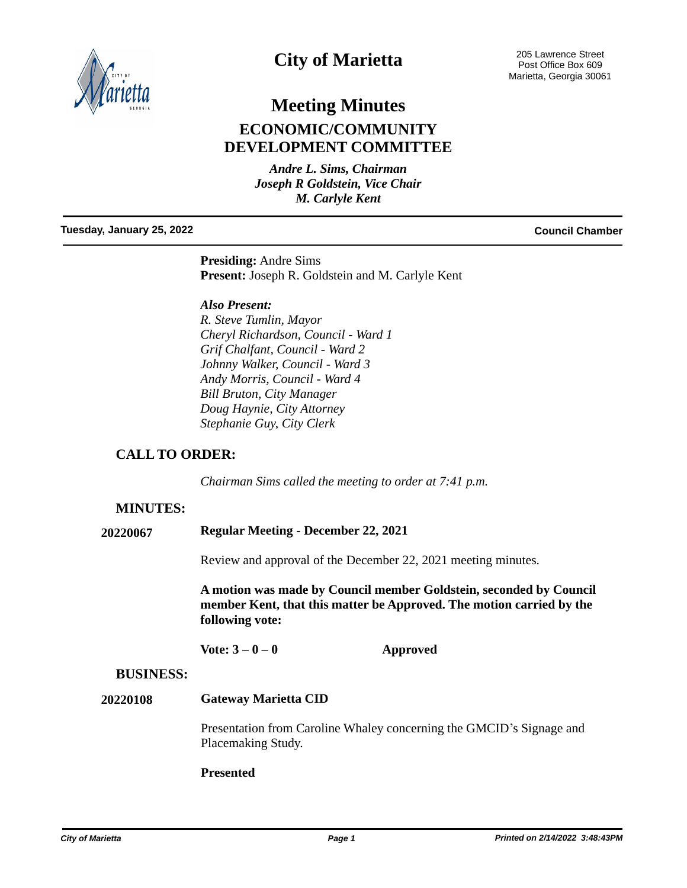# City of Marietta

205 Lawrence Street
Post Office Box 609
Marietta, Georgia 30061

## Meeting Minutes

## ECONOMIC/COMMUNITY DEVELOPMENT COMMITTEE

*Andre L. Sims, Chairman*
*Joseph R Goldstein, Vice Chair*
*M. Carlyle Kent*

**Tuesday, January 25, 2022** **Council Chamber**

**Presiding:** Andre Sims
**Present:** Joseph R. Goldstein and M. Carlyle Kent

***Also Present:***
*R. Steve Tumlin, Mayor*
*Cheryl Richardson, Council - Ward 1*
*Grif Chalfant, Council - Ward 2*
*Johnny Walker, Council - Ward 3*
*Andy Morris, Council - Ward 4*
*Bill Bruton, City Manager*
*Doug Haynie, City Attorney*
*Stephanie Guy, City Clerk*

### CALL TO ORDER:

*Chairman Sims called the meeting to order at 7:41 p.m.*

### MINUTES:

**20220067** **Regular Meeting - December 22, 2021**

Review and approval of the December 22, 2021 meeting minutes.

**A motion was made by Council member Goldstein, seconded by Council member Kent, that this matter be Approved. The motion carried by the following vote:**

**Vote: 3 – 0 – 0** **Approved**

### BUSINESS:

**20220108** **Gateway Marietta CID**

Presentation from Caroline Whaley concerning the GMCID's Signage and Placemaking Study.

**Presented**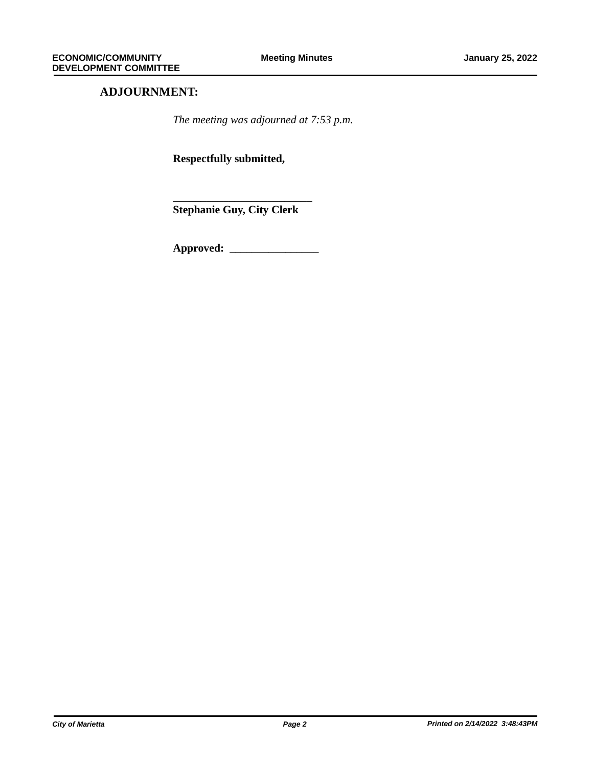## ADJOURNMENT:

*The meeting was adjourned at 7:53 p.m.*

**Respectfully submitted,**

**_________________________**
**Stephanie Guy, City Clerk**

**Approved: ________________**